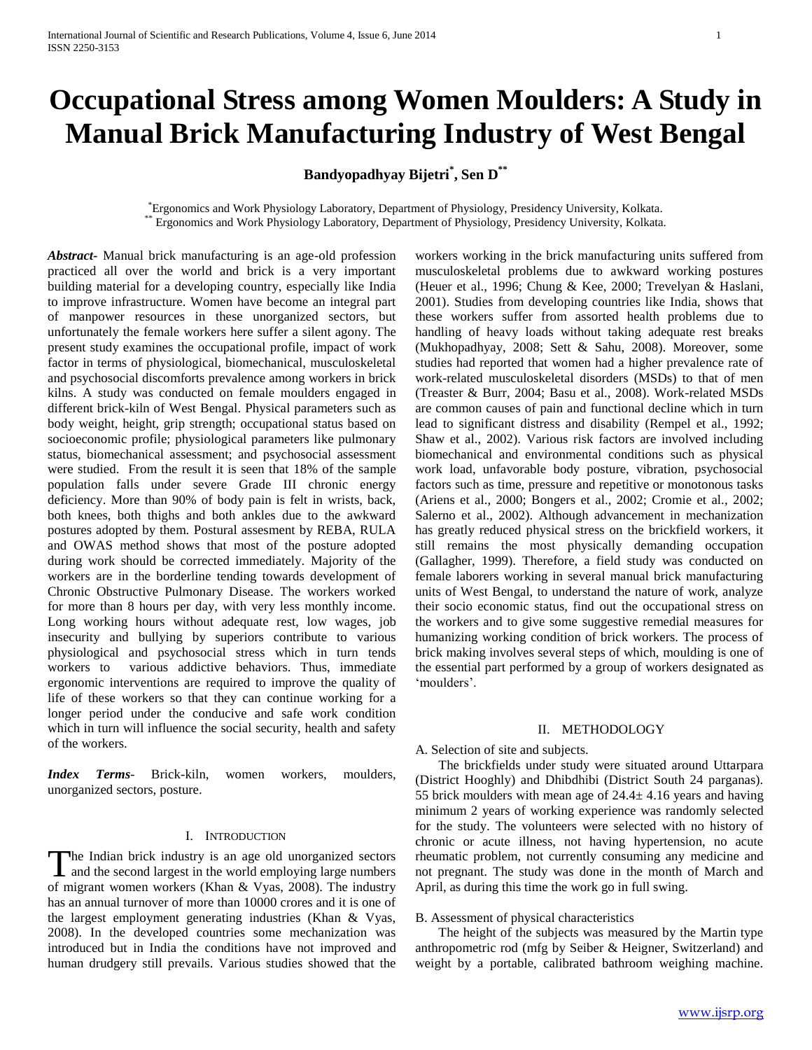# Occupational Stress among Women Moulders: A Study in Manual Brick Manufacturing Industry of West Bengal

**Bandyopadhyay Bijetri[*], Sen D[**]**

[*]Ergonomics and Work Physiology Laboratory, Department of Physiology, Presidency University, Kolkata.
[**] Ergonomics and Work Physiology Laboratory, Department of Physiology, Presidency University, Kolkata.

***Abstract-*** Manual brick manufacturing is an age-old profession practiced all over the world and brick is a very important building material for a developing country, especially like India to improve infrastructure. Women have become an integral part of manpower resources in these unorganized sectors, but unfortunately the female workers here suffer a silent agony. The present study examines the occupational profile, impact of work factor in terms of physiological, biomechanical, musculoskeletal and psychosocial discomforts prevalence among workers in brick kilns. A study was conducted on female moulders engaged in different brick-kiln of West Bengal. Physical parameters such as body weight, height, grip strength; occupational status based on socioeconomic profile; physiological parameters like pulmonary status, biomechanical assessment; and psychosocial assessment were studied. From the result it is seen that 18% of the sample population falls under severe Grade III chronic energy deficiency. More than 90% of body pain is felt in wrists, back, both knees, both thighs and both ankles due to the awkward postures adopted by them. Postural assesment by REBA, RULA and OWAS method shows that most of the posture adopted during work should be corrected immediately. Majority of the workers are in the borderline tending towards development of Chronic Obstructive Pulmonary Disease. The workers worked for more than 8 hours per day, with very less monthly income. Long working hours without adequate rest, low wages, job insecurity and bullying by superiors contribute to various physiological and psychosocial stress which in turn tends workers to various addictive behaviors. Thus, immediate ergonomic interventions are required to improve the quality of life of these workers so that they can continue working for a longer period under the conducive and safe work condition which in turn will influence the social security, health and safety of the workers.

***Index Terms*-** Brick-kiln, women workers, moulders, unorganized sectors, posture.

## I. Introduction

The Indian brick industry is an age old unorganized sectors and the second largest in the world employing large numbers of migrant women workers (Khan & Vyas, 2008). The industry has an annual turnover of more than 10000 crores and it is one of the largest employment generating industries (Khan & Vyas, 2008). In the developed countries some mechanization was introduced but in India the conditions have not improved and human drudgery still prevails. Various studies showed that the workers working in the brick manufacturing units suffered from musculoskeletal problems due to awkward working postures (Heuer et al., 1996; Chung & Kee, 2000; Trevelyan & Haslani, 2001). Studies from developing countries like India, shows that these workers suffer from assorted health problems due to handling of heavy loads without taking adequate rest breaks (Mukhopadhyay, 2008; Sett & Sahu, 2008). Moreover, some studies had reported that women had a higher prevalence rate of work-related musculoskeletal disorders (MSDs) to that of men (Treaster & Burr, 2004; Basu et al., 2008). Work-related MSDs are common causes of pain and functional decline which in turn lead to significant distress and disability (Rempel et al., 1992; Shaw et al., 2002). Various risk factors are involved including biomechanical and environmental conditions such as physical work load, unfavorable body posture, vibration, psychosocial factors such as time, pressure and repetitive or monotonous tasks (Ariens et al., 2000; Bongers et al., 2002; Cromie et al., 2002; Salerno et al., 2002). Although advancement in mechanization has greatly reduced physical stress on the brickfield workers, it still remains the most physically demanding occupation (Gallagher, 1999). Therefore, a field study was conducted on female laborers working in several manual brick manufacturing units of West Bengal, to understand the nature of work, analyze their socio economic status, find out the occupational stress on the workers and to give some suggestive remedial measures for humanizing working condition of brick workers. The process of brick making involves several steps of which, moulding is one of the essential part performed by a group of workers designated as 'moulders'.

## II. Methodology

### A. Selection of site and subjects.

The brickfields under study were situated around Uttarpara (District Hooghly) and Dhibdhibi (District South 24 parganas). 55 brick moulders with mean age of 24.4± 4.16 years and having minimum 2 years of working experience was randomly selected for the study. The volunteers were selected with no history of chronic or acute illness, not having hypertension, no acute rheumatic problem, not currently consuming any medicine and not pregnant. The study was done in the month of March and April, as during this time the work go in full swing.

### B. Assessment of physical characteristics

The height of the subjects was measured by the Martin type anthropometric rod (mfg by Seiber & Heigner, Switzerland) and weight by a portable, calibrated bathroom weighing machine.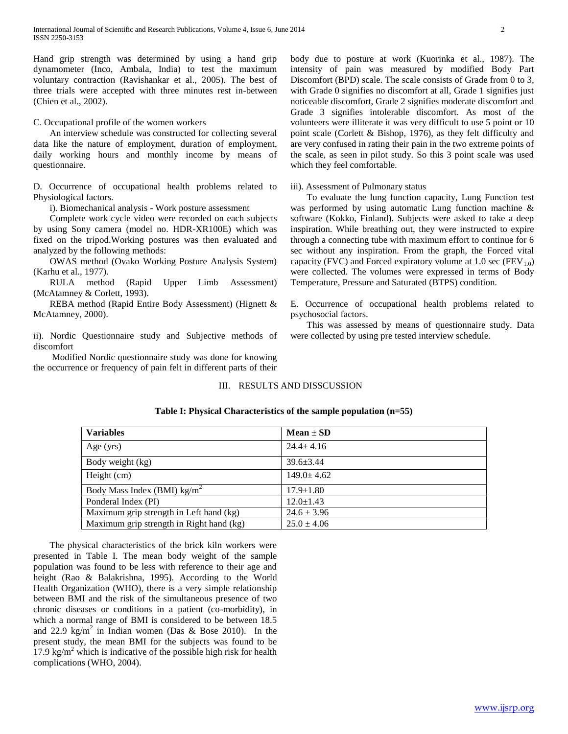Hand grip strength was determined by using a hand grip dynamometer (Inco, Ambala, India) to test the maximum voluntary contraction (Ravishankar et al., 2005). The best of three trials were accepted with three minutes rest in-between (Chien et al., 2002).

C. Occupational profile of the women workers

An interview schedule was constructed for collecting several data like the nature of employment, duration of employment, daily working hours and monthly income by means of questionnaire.

D. Occurrence of occupational health problems related to Physiological factors.

i). Biomechanical analysis - Work posture assessment

Complete work cycle video were recorded on each subjects by using Sony camera (model no. HDR-XR100E) which was fixed on the tripod.Working postures was then evaluated and analyzed by the following methods:

OWAS method (Ovako Working Posture Analysis System) (Karhu et al., 1977).

RULA method (Rapid Upper Limb Assessment) (McAtamney & Corlett, 1993).

REBA method (Rapid Entire Body Assessment) (Hignett & McAtamney, 2000).

ii). Nordic Questionnaire study and Subjective methods of discomfort

Modified Nordic questionnaire study was done for knowing the occurrence or frequency of pain felt in different parts of their body due to posture at work (Kuorinka et al., 1987). The intensity of pain was measured by modified Body Part Discomfort (BPD) scale. The scale consists of Grade from 0 to 3, with Grade 0 signifies no discomfort at all, Grade 1 signifies just noticeable discomfort, Grade 2 signifies moderate discomfort and Grade 3 signifies intolerable discomfort. As most of the volunteers were illiterate it was very difficult to use 5 point or 10 point scale (Corlett & Bishop, 1976), as they felt difficulty and are very confused in rating their pain in the two extreme points of the scale, as seen in pilot study. So this 3 point scale was used which they feel comfortable.

iii). Assessment of Pulmonary status

To evaluate the lung function capacity, Lung Function test was performed by using automatic Lung function machine & software (Kokko, Finland). Subjects were asked to take a deep inspiration. While breathing out, they were instructed to expire through a connecting tube with maximum effort to continue for 6 sec without any inspiration. From the graph, the Forced vital capacity (FVC) and Forced expiratory volume at 1.0 sec ($FEV_{1.0}$) were collected. The volumes were expressed in terms of Body Temperature, Pressure and Saturated (BTPS) condition.

E. Occurrence of occupational health problems related to psychosocial factors.

This was assessed by means of questionnaire study. Data were collected by using pre tested interview schedule.

## III. RESULTS AND DISSCUSSION

**Table I: Physical Characteristics of the sample population (n=55)**

| **Variables** | **Mean ± SD** |
|---|---|
| Age (yrs) | 24.4± 4.16 |
| Body weight (kg) | 39.6±3.44 |
| Height (cm) | 149.0± 4.62 |
| Body Mass Index (BMI) $kg/m^2$ | 17.9±1.80 |
| Ponderal Index (PI) | 12.0±1.43 |
| Maximum grip strength in Left hand (kg) | 24.6 ± 3.96 |
| Maximum grip strength in Right hand (kg) | 25.0 ± 4.06 |

The physical characteristics of the brick kiln workers were presented in Table I. The mean body weight of the sample population was found to be less with reference to their age and height (Rao & Balakrishna, 1995). According to the World Health Organization (WHO), there is a very simple relationship between BMI and the risk of the simultaneous presence of two chronic diseases or conditions in a patient (co-morbidity), in which a normal range of BMI is considered to be between 18.5 and 22.9 $kg/m^2$ in Indian women (Das & Bose 2010). In the present study, the mean BMI for the subjects was found to be 17.9 $kg/m^2$ which is indicative of the possible high risk for health complications (WHO, 2004).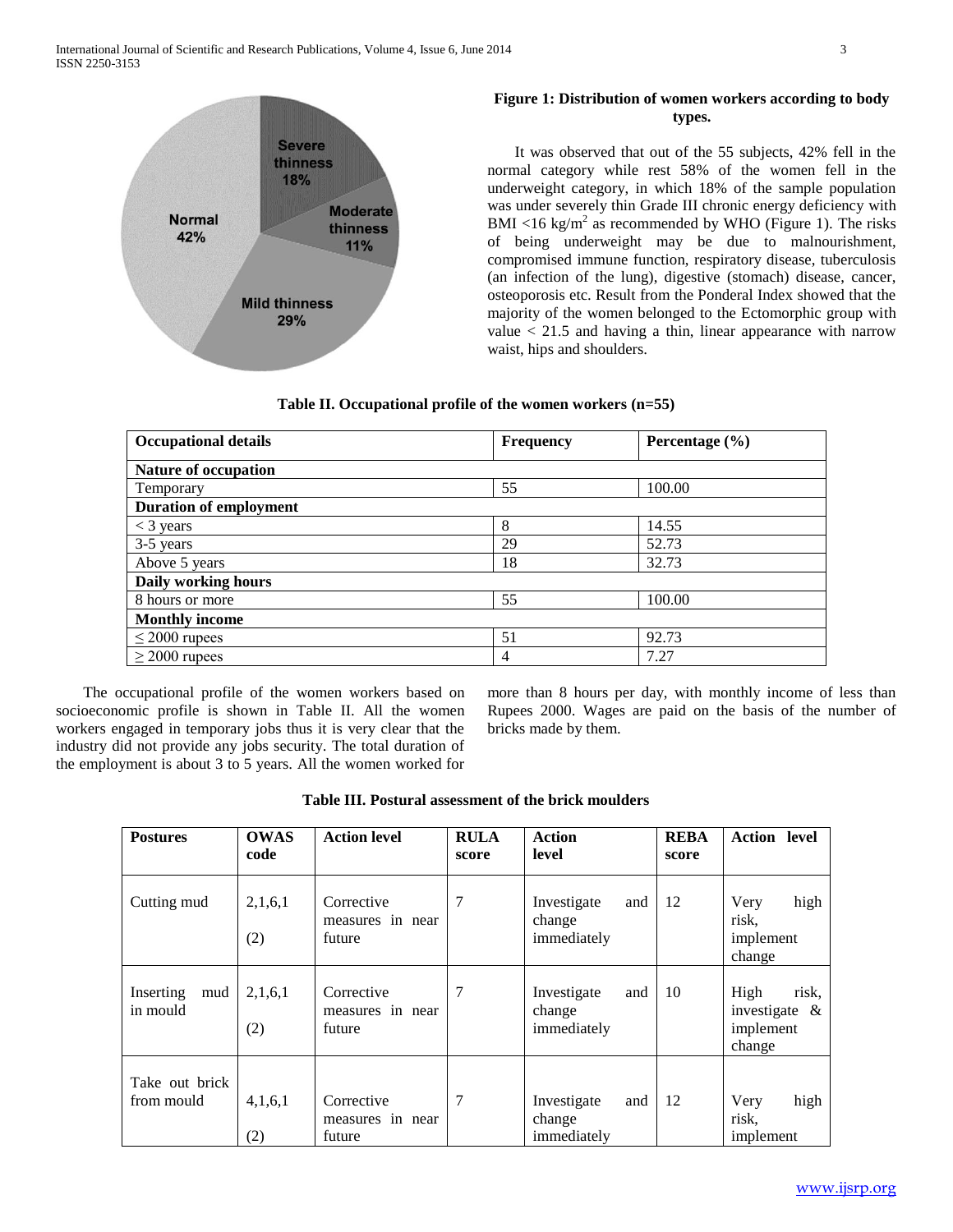**Figure 1: Distribution of women workers according to body types.**

It was observed that out of the 55 subjects, 42% fell in the normal category while rest 58% of the women fell in the underweight category, in which 18% of the sample population was under severely thin Grade III chronic energy deficiency with BMI <16 kg/m$^2$ as recommended by WHO (Figure 1). The risks of being underweight may be due to malnourishment, compromised immune function, respiratory disease, tuberculosis (an infection of the lung), digestive (stomach) disease, cancer, osteoporosis etc. Result from the Ponderal Index showed that the majority of the women belonged to the Ectomorphic group with value < 21.5 and having a thin, linear appearance with narrow waist, hips and shoulders.

**Table II. Occupational profile of the women workers (n=55)**

| Occupational details | Frequency | Percentage (%) |
|---|---|---|
| **Nature of occupation** | | |
| Temporary | 55 | 100.00 |
| **Duration of employment** | | |
| < 3 years | 8 | 14.55 |
| 3-5 years | 29 | 52.73 |
| Above 5 years | 18 | 32.73 |
| **Daily working hours** | | |
| 8 hours or more | 55 | 100.00 |
| **Monthly income** | | |
| ≤ 2000 rupees | 51 | 92.73 |
| ≥ 2000 rupees | 4 | 7.27 |

The occupational profile of the women workers based on socioeconomic profile is shown in Table II. All the women workers engaged in temporary jobs thus it is very clear that the industry did not provide any jobs security. The total duration of the employment is about 3 to 5 years. All the women worked for more than 8 hours per day, with monthly income of less than Rupees 2000. Wages are paid on the basis of the number of bricks made by them.

**Table III. Postural assessment of the brick moulders**

| Postures | OWAS code | Action level | RULA score | Action level | REBA score | Action level |
|---|---|---|---|---|---|---|
| Cutting mud | 2,1,6,1 (2) | Corrective measures in near future | 7 | Investigate and change immediately | 12 | Very high risk, implement change |
| Inserting mud in mould | 2,1,6,1 (2) | Corrective measures in near future | 7 | Investigate and change immediately | 10 | High risk, investigate & implement change |
| Take out brick from mould | 4,1,6,1 (2) | Corrective measures in near future | 7 | Investigate and change immediately | 12 | Very high risk, implement |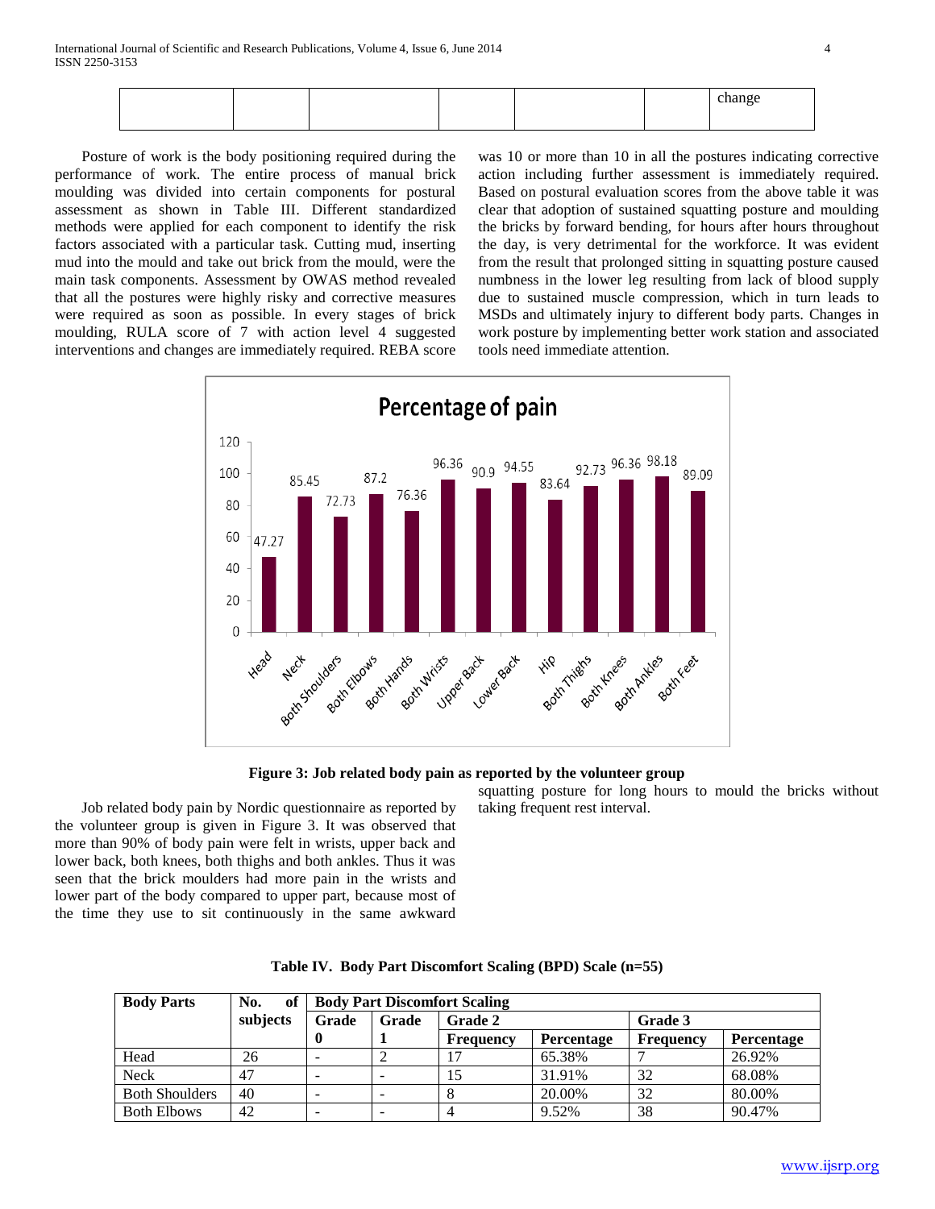| | | | | | | |
|---|---|---|---|---|---|---|
| | | | | | | change |

Posture of work is the body positioning required during the performance of work. The entire process of manual brick moulding was divided into certain components for postural assessment as shown in Table III. Different standardized methods were applied for each component to identify the risk factors associated with a particular task. Cutting mud, inserting mud into the mould and take out brick from the mould, were the main task components. Assessment by OWAS method revealed that all the postures were highly risky and corrective measures were required as soon as possible. In every stages of brick moulding, RULA score of 7 with action level 4 suggested interventions and changes are immediately required. REBA score was 10 or more than 10 in all the postures indicating corrective action including further assessment is immediately required. Based on postural evaluation scores from the above table it was clear that adoption of sustained squatting posture and moulding the bricks by forward bending, for hours after hours throughout the day, is very detrimental for the workforce. It was evident from the result that prolonged sitting in squatting posture caused numbness in the lower leg resulting from lack of blood supply due to sustained muscle compression, which in turn leads to MSDs and ultimately injury to different body parts. Changes in work posture by implementing better work station and associated tools need immediate attention.

**Percentage of pain**

| Body part | Percentage |
|---|---|
| Head | 47.27 |
| Neck | 85.45 |
| Both Shoulders | 72.73 |
| Both Elbows | 87.2 |
| Both Hands | 76.36 |
| Both Wrists | 96.36 |
| Upper Back | 90.9 |
| Lower Back | 94.55 |
| Hip | 83.64 |
| Both Thighs | 92.73 |
| Both Knees | 96.36 |
| Both Ankles | 98.18 |
| Both Feet | 89.09 |

**Figure 3: Job related body pain as reported by the volunteer group**

Job related body pain by Nordic questionnaire as reported by the volunteer group is given in Figure 3. It was observed that more than 90% of body pain were felt in wrists, upper back and lower back, both knees, both thighs and both ankles. Thus it was seen that the brick moulders had more pain in the wrists and lower part of the body compared to upper part, because most of the time they use to sit continuously in the same awkward squatting posture for long hours to mould the bricks without taking frequent rest interval.

**Table IV. Body Part Discomfort Scaling (BPD) Scale (n=55)**

| Body Parts | No. of subjects | Body Part Discomfort Scaling | | | | | |
|---|---|---|---|---|---|---|---|
| | | Grade 0 | Grade 1 | Grade 2 | | Grade 3 | |
| | | | | Frequency | Percentage | Frequency | Percentage |
| Head | 26 | - | 2 | 17 | 65.38% | 7 | 26.92% |
| Neck | 47 | - | - | 15 | 31.91% | 32 | 68.08% |
| Both Shoulders | 40 | - | - | 8 | 20.00% | 32 | 80.00% |
| Both Elbows | 42 | - | - | 4 | 9.52% | 38 | 90.47% |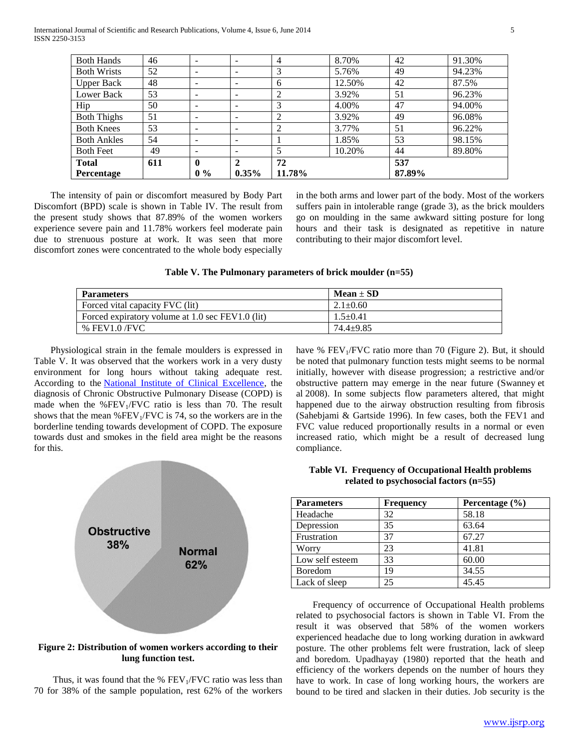| Both Hands | 46 | - | - | 4 | 8.70% | 42 | 91.30% |
|---|---|---|---|---|---|---|---|
| Both Wrists | 52 | - | - | 3 | 5.76% | 49 | 94.23% |
| Upper Back | 48 | - | - | 6 | 12.50% | 42 | 87.5% |
| Lower Back | 53 | - | - | 2 | 3.92% | 51 | 96.23% |
| Hip | 50 | - | - | 3 | 4.00% | 47 | 94.00% |
| Both Thighs | 51 | - | - | 2 | 3.92% | 49 | 96.08% |
| Both Knees | 53 | - | - | 2 | 3.77% | 51 | 96.22% |
| Both Ankles | 54 | - | - | 1 | 1.85% | 53 | 98.15% |
| Both Feet | 49 | - | - | 5 | 10.20% | 44 | 89.80% |
| **Total Percentage** | **611** | **0 0 %** | **2 0.35%** | **72 11.78%** | | **537 87.89%** | |

The intensity of pain or discomfort measured by Body Part Discomfort (BPD) scale is shown in Table IV. The result from the present study shows that 87.89% of the women workers experience severe pain and 11.78% workers feel moderate pain due to strenuous posture at work. It was seen that more discomfort zones were concentrated to the whole body especially in the both arms and lower part of the body. Most of the workers suffers pain in intolerable range (grade 3), as the brick moulders go on moulding in the same awkward sitting posture for long hours and their task is designated as repetitive in nature contributing to their major discomfort level.

**Table V. The Pulmonary parameters of brick moulder (n=55)**

| Parameters | Mean ± SD |
|---|---|
| Forced vital capacity FVC (lit) | 2.1±0.60 |
| Forced expiratory volume at 1.0 sec FEV1.0 (lit) | 1.5±0.41 |
| % FEV1.0 /FVC | 74.4±9.85 |

Physiological strain in the female moulders is expressed in Table V. It was observed that the workers work in a very dusty environment for long hours without taking adequate rest. According to the National Institute of Clinical Excellence, the diagnosis of Chronic Obstructive Pulmonary Disease (COPD) is made when the %$FEV_1$/FVC ratio is less than 70. The result shows that the mean %$FEV_1$/FVC is 74, so the workers are in the borderline tending towards development of COPD. The exposure towards dust and smokes in the field area might be the reasons for this.

**Figure 2: Distribution of women workers according to their lung function test.**

Thus, it was found that the % $FEV_1$/FVC ratio was less than 70 for 38% of the sample population, rest 62% of the workers have % $FEV_1$/FVC ratio more than 70 (Figure 2). But, it should be noted that pulmonary function tests might seems to be normal initially, however with disease progression; a restrictive and/or obstructive pattern may emerge in the near future (Swanney et al 2008). In some subjects flow parameters altered, that might happened due to the airway obstruction resulting from fibrosis (Sahebjami & Gartside 1996). In few cases, both the FEV1 and FVC value reduced proportionally results in a normal or even increased ratio, which might be a result of decreased lung compliance.

**Table VI. Frequency of Occupational Health problems related to psychosocial factors (n=55)**

| Parameters | Frequency | Percentage (%) |
|---|---|---|
| Headache | 32 | 58.18 |
| Depression | 35 | 63.64 |
| Frustration | 37 | 67.27 |
| Worry | 23 | 41.81 |
| Low self esteem | 33 | 60.00 |
| Boredom | 19 | 34.55 |
| Lack of sleep | 25 | 45.45 |

Frequency of occurrence of Occupational Health problems related to psychosocial factors is shown in Table VI. From the result it was observed that 58% of the women workers experienced headache due to long working duration in awkward posture. The other problems felt were frustration, lack of sleep and boredom. Upadhayay (1980) reported that the heath and efficiency of the workers depends on the number of hours they have to work. In case of long working hours, the workers are bound to be tired and slacken in their duties. Job security is the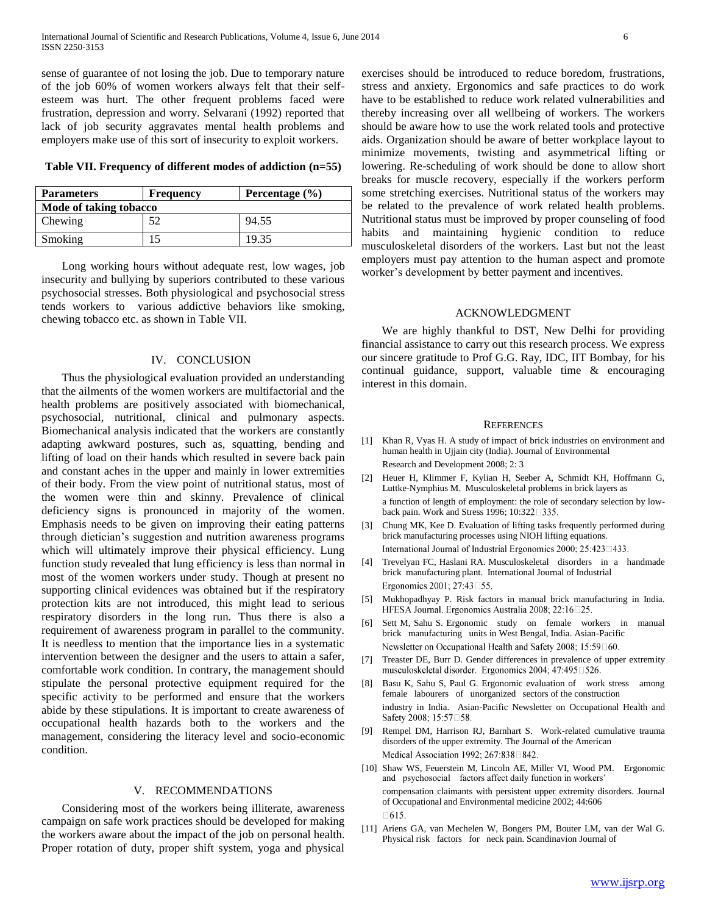sense of guarantee of not losing the job. Due to temporary nature of the job 60% of women workers always felt that their self-esteem was hurt. The other frequent problems faced were frustration, depression and worry. Selvarani (1992) reported that lack of job security aggravates mental health problems and employers make use of this sort of insecurity to exploit workers.

**Table VII. Frequency of different modes of addiction (n=55)**

| Parameters | Frequency | Percentage (%) |
| --- | --- | --- |
| **Mode of taking tobacco** | | |
| Chewing | 52 | 94.55 |
| Smoking | 15 | 19.35 |

Long working hours without adequate rest, low wages, job insecurity and bullying by superiors contributed to these various psychosocial stresses. Both physiological and psychosocial stress tends workers to various addictive behaviors like smoking, chewing tobacco etc. as shown in Table VII.

## IV. CONCLUSION

Thus the physiological evaluation provided an understanding that the ailments of the women workers are multifactorial and the health problems are positively associated with biomechanical, psychosocial, nutritional, clinical and pulmonary aspects. Biomechanical analysis indicated that the workers are constantly adapting awkward postures, such as, squatting, bending and lifting of load on their hands which resulted in severe back pain and constant aches in the upper and mainly in lower extremities of their body. From the view point of nutritional status, most of the women were thin and skinny. Prevalence of clinical deficiency signs is pronounced in majority of the women. Emphasis needs to be given on improving their eating patterns through dietician's suggestion and nutrition awareness programs which will ultimately improve their physical efficiency. Lung function study revealed that lung efficiency is less than normal in most of the women workers under study. Though at present no supporting clinical evidences was obtained but if the respiratory protection kits are not introduced, this might lead to serious respiratory disorders in the long run. Thus there is also a requirement of awareness program in parallel to the community. It is needless to mention that the importance lies in a systematic intervention between the designer and the users to attain a safer, comfortable work condition. In contrary, the management should stipulate the personal protective equipment required for the specific activity to be performed and ensure that the workers abide by these stipulations. It is important to create awareness of occupational health hazards both to the workers and the management, considering the literacy level and socio-economic condition.

## V. RECOMMENDATIONS

Considering most of the workers being illiterate, awareness campaign on safe work practices should be developed for making the workers aware about the impact of the job on personal health. Proper rotation of duty, proper shift system, yoga and physical exercises should be introduced to reduce boredom, frustrations, stress and anxiety. Ergonomics and safe practices to do work have to be established to reduce work related vulnerabilities and thereby increasing over all wellbeing of workers. The workers should be aware how to use the work related tools and protective aids. Organization should be aware of better workplace layout to minimize movements, twisting and asymmetrical lifting or lowering. Re-scheduling of work should be done to allow short breaks for muscle recovery, especially if the workers perform some stretching exercises. Nutritional status of the workers may be related to the prevalence of work related health problems. Nutritional status must be improved by proper counseling of food habits and maintaining hygienic condition to reduce musculoskeletal disorders of the workers. Last but not the least employers must pay attention to the human aspect and promote worker's development by better payment and incentives.

## ACKNOWLEDGMENT

We are highly thankful to DST, New Delhi for providing financial assistance to carry out this research process. We express our sincere gratitude to Prof G.G. Ray, IDC, IIT Bombay, for his continual guidance, support, valuable time & encouraging interest in this domain.

## REFERENCES

[1] Khan R, Vyas H. A study of impact of brick industries on environment and human health in Ujjain city (India). Journal of Environmental Research and Development 2008; 2: 3

[2] Heuer H, Klimmer F, Kylian H, Seeber A, Schmidt KH, Hoffmann G, Luttke-Nymphius M. Musculoskeletal problems in brick layers as a function of length of employment: the role of secondary selection by low-back pain. Work and Stress 1996; 10:322−335.

[3] Chung MK, Kee D. Evaluation of lifting tasks frequently performed during brick manufacturing processes using NIOH lifting equations. International Journal of Industrial Ergonomics 2000; 25:423−433.

[4] Trevelyan FC, Haslani RA. Musculoskeletal disorders in a handmade brick manufacturing plant. International Journal of Industrial Ergonomics 2001; 27:43−55.

[5] Mukhopadhyay P. Risk factors in manual brick manufacturing in India. HFESA Journal. Ergonomics Australia 2008; 22:16−25.

[6] Sett M, Sahu S. Ergonomic study on female workers in manual brick manufacturing units in West Bengal, India. Asian-Pacific Newsletter on Occupational Health and Safety 2008; 15:59−60.

[7] Treaster DE, Burr D. Gender differences in prevalence of upper extremity musculoskeletal disorder. Ergonomics 2004; 47:495−526.

[8] Basu K, Sahu S, Paul G. Ergonomic evaluation of work stress among female labourers of unorganized sectors of the construction industry in India. Asian-Pacific Newsletter on Occupational Health and Safety 2008; 15:57−58.

[9] Rempel DM, Harrison RJ, Barnhart S. Work-related cumulative trauma disorders of the upper extremity. The Journal of the American Medical Association 1992; 267:838−842.

[10] Shaw WS, Feuerstein M, Lincoln AE, Miller VI, Wood PM. Ergonomic and psychosocial factors affect daily function in workers' compensation claimants with persistent upper extremity disorders. Journal of Occupational and Environmental medicine 2002; 44:606−615.

[11] Ariens GA, van Mechelen W, Bongers PM, Bouter LM, van der Wal G. Physical risk factors for neck pain. Scandinavion Journal of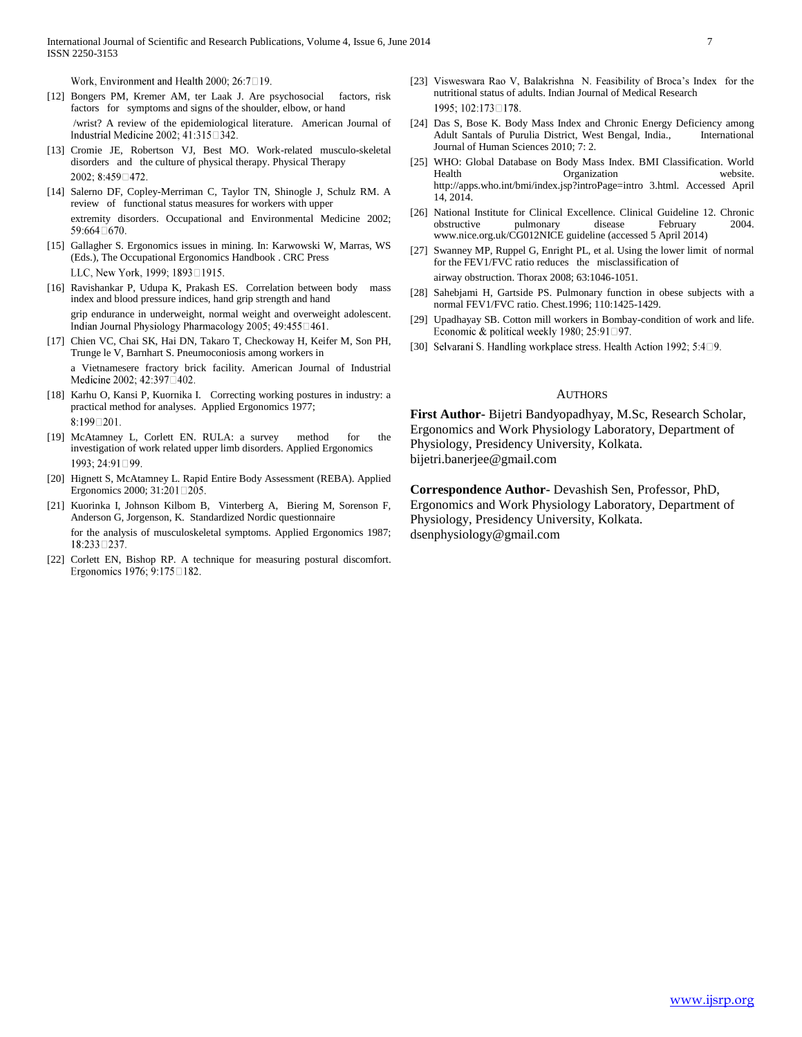Work, Environment and Health 2000; 26:7□19.

[12] Bongers PM, Kremer AM, ter Laak J. Are psychosocial factors, risk factors for symptoms and signs of the shoulder, elbow, or hand /wrist? A review of the epidemiological literature. American Journal of Industrial Medicine 2002; 41:315□342.

[13] Cromie JE, Robertson VJ, Best MO. Work-related musculo-skeletal disorders and the culture of physical therapy. Physical Therapy 2002; 8:459□472.

[14] Salerno DF, Copley-Merriman C, Taylor TN, Shinogle J, Schulz RM. A review of functional status measures for workers with upper extremity disorders. Occupational and Environmental Medicine 2002; 59:664□670.

[15] Gallagher S. Ergonomics issues in mining. In: Karwowski W, Marras, WS (Eds.), The Occupational Ergonomics Handbook . CRC Press LLC, New York, 1999; 1893□1915.

[16] Ravishankar P, Udupa K, Prakash ES. Correlation between body mass index and blood pressure indices, hand grip strength and hand grip endurance in underweight, normal weight and overweight adolescent. Indian Journal Physiology Pharmacology 2005; 49:455□461.

[17] Chien VC, Chai SK, Hai DN, Takaro T, Checkoway H, Keifer M, Son PH, Trunge le V, Barnhart S. Pneumoconiosis among workers in a Vietnamesere fractory brick facility. American Journal of Industrial Medicine 2002; 42:397□402.

[18] Karhu O, Kansi P, Kuornika I. Correcting working postures in industry: a practical method for analyses. Applied Ergonomics 1977; 8:199□201.

[19] McAtamney L, Corlett EN. RULA: a survey method for the investigation of work related upper limb disorders. Applied Ergonomics 1993; 24:91□99.

[20] Hignett S, McAtamney L. Rapid Entire Body Assessment (REBA). Applied Ergonomics 2000; 31:201□205.

[21] Kuorinka I, Johnson Kilbom B, Vinterberg A, Biering M, Sorenson F, Anderson G, Jorgenson, K. Standardized Nordic questionnaire for the analysis of musculoskeletal symptoms. Applied Ergonomics 1987; 18:233□237.

[22] Corlett EN, Bishop RP. A technique for measuring postural discomfort. Ergonomics 1976; 9:175□182.

[23] Visweswara Rao V, Balakrishna N. Feasibility of Broca's Index for the nutritional status of adults. Indian Journal of Medical Research 1995; 102:173□178.

[24] Das S, Bose K. Body Mass Index and Chronic Energy Deficiency among Adult Santals of Purulia District, West Bengal, India., International Journal of Human Sciences 2010; 7: 2.

[25] WHO: Global Database on Body Mass Index. BMI Classification. World Health Organization website. http://apps.who.int/bmi/index.jsp?introPage=intro 3.html. Accessed April 14, 2014.

[26] National Institute for Clinical Excellence. Clinical Guideline 12. Chronic obstructive pulmonary disease February 2004. www.nice.org.uk/CG012NICE guideline (accessed 5 April 2014)

[27] Swanney MP, Ruppel G, Enright PL, et al. Using the lower limit of normal for the FEV1/FVC ratio reduces the misclassification of airway obstruction. Thorax 2008; 63:1046-1051.

[28] Sahebjami H, Gartside PS. Pulmonary function in obese subjects with a normal FEV1/FVC ratio. Chest.1996; 110:1425-1429.

[29] Upadhayay SB. Cotton mill workers in Bombay-condition of work and life. Economic & political weekly 1980; 25:91□97.

[30] Selvarani S. Handling workplace stress. Health Action 1992; 5:4□9.

## AUTHORS

**First Author-** Bijetri Bandyopadhyay, M.Sc, Research Scholar, Ergonomics and Work Physiology Laboratory, Department of Physiology, Presidency University, Kolkata. bijetri.banerjee@gmail.com

**Correspondence Author-** Devashish Sen, Professor, PhD, Ergonomics and Work Physiology Laboratory, Department of Physiology, Presidency University, Kolkata. dsenphysiology@gmail.com